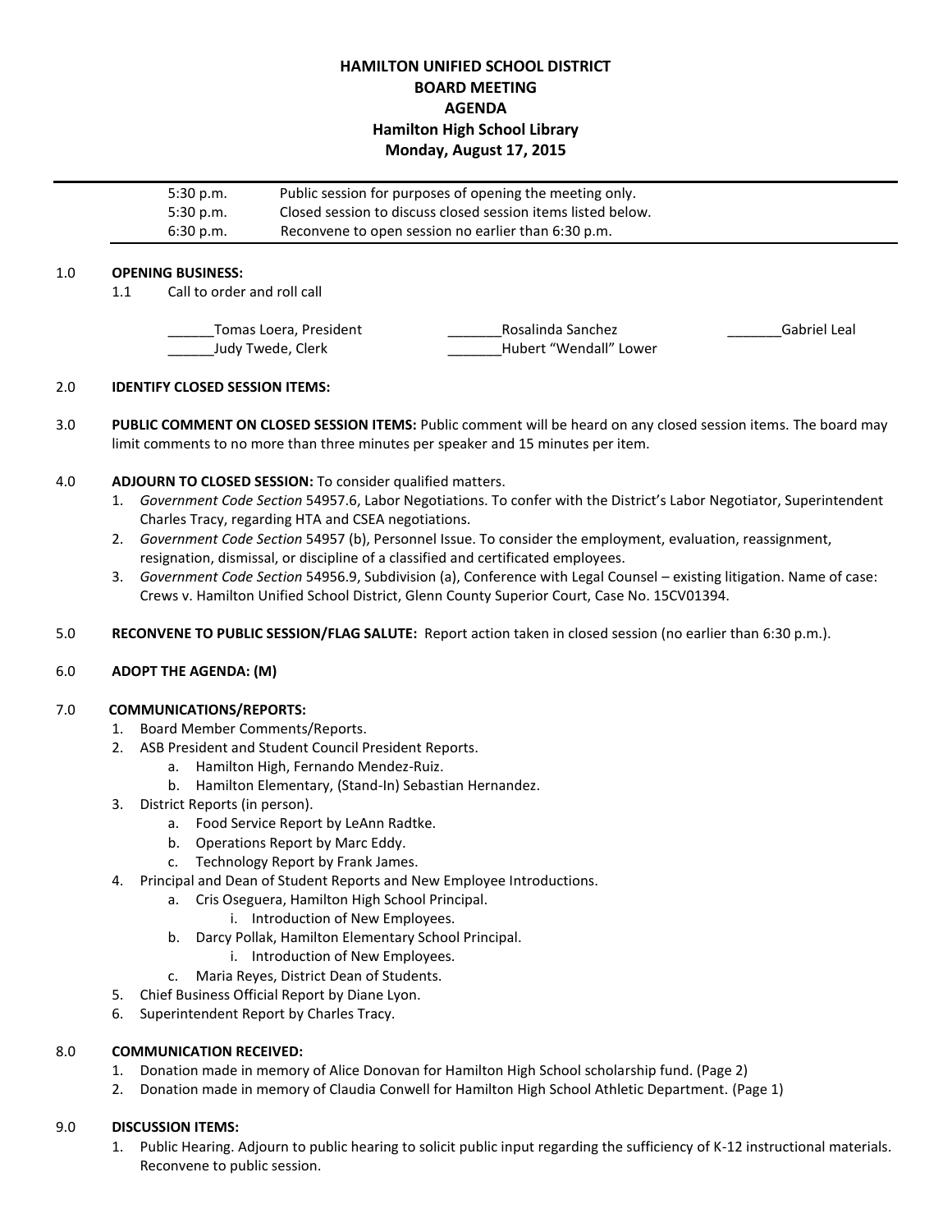# HAMILTON UNIFIED SCHOOL DISTRICT
## BOARD MEETING
## AGENDA
### Hamilton High School Library
### Monday, August 17, 2015

| | |
|---|---|
| 5:30 p.m. | Public session for purposes of opening the meeting only. |
| 5:30 p.m. | Closed session to discuss closed session items listed below. |
| 6:30 p.m. | Reconvene to open session no earlier than 6:30 p.m. |

1.0 **OPENING BUSINESS:**

1.1 Call to order and roll call

______Tomas Loera, President
_______Rosalinda Sanchez
_______Gabriel Leal
______Judy Twede, Clerk
_______Hubert "Wendall" Lower

2.0 **IDENTIFY CLOSED SESSION ITEMS:**

3.0 **PUBLIC COMMENT ON CLOSED SESSION ITEMS:** Public comment will be heard on any closed session items. The board may limit comments to no more than three minutes per speaker and 15 minutes per item.

4.0 **ADJOURN TO CLOSED SESSION:** To consider qualified matters.

1. *Government Code Section* 54957.6, Labor Negotiations. To confer with the District's Labor Negotiator, Superintendent Charles Tracy, regarding HTA and CSEA negotiations.
2. *Government Code Section* 54957 (b), Personnel Issue. To consider the employment, evaluation, reassignment, resignation, dismissal, or discipline of a classified and certificated employees.
3. *Government Code Section* 54956.9, Subdivision (a), Conference with Legal Counsel – existing litigation. Name of case: Crews v. Hamilton Unified School District, Glenn County Superior Court, Case No. 15CV01394.

5.0 **RECONVENE TO PUBLIC SESSION/FLAG SALUTE:** Report action taken in closed session (no earlier than 6:30 p.m.).

6.0 **ADOPT THE AGENDA: (M)**

7.0 **COMMUNICATIONS/REPORTS:**

1. Board Member Comments/Reports.
2. ASB President and Student Council President Reports.
   a. Hamilton High, Fernando Mendez-Ruiz.
   b. Hamilton Elementary, (Stand-In) Sebastian Hernandez.
3. District Reports (in person).
   a. Food Service Report by LeAnn Radtke.
   b. Operations Report by Marc Eddy.
   c. Technology Report by Frank James.
4. Principal and Dean of Student Reports and New Employee Introductions.
   a. Cris Oseguera, Hamilton High School Principal.
      i. Introduction of New Employees.
   b. Darcy Pollak, Hamilton Elementary School Principal.
      i. Introduction of New Employees.
   c. Maria Reyes, District Dean of Students.
5. Chief Business Official Report by Diane Lyon.
6. Superintendent Report by Charles Tracy.

8.0 **COMMUNICATION RECEIVED:**

1. Donation made in memory of Alice Donovan for Hamilton High School scholarship fund. (Page 2)
2. Donation made in memory of Claudia Conwell for Hamilton High School Athletic Department. (Page 1)

9.0 **DISCUSSION ITEMS:**

1. Public Hearing. Adjourn to public hearing to solicit public input regarding the sufficiency of K-12 instructional materials. Reconvene to public session.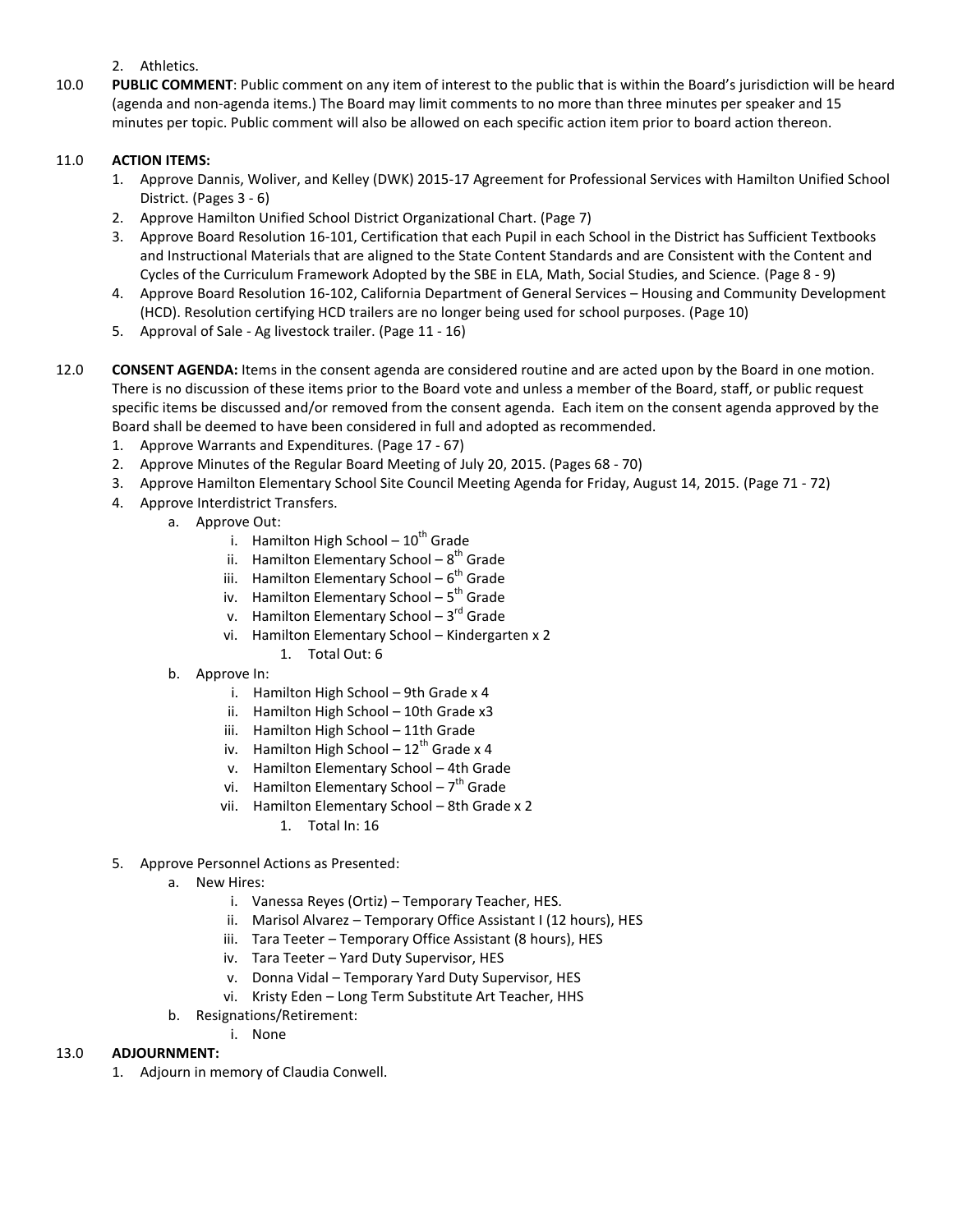2. Athletics.

10.0 **PUBLIC COMMENT**: Public comment on any item of interest to the public that is within the Board's jurisdiction will be heard (agenda and non-agenda items.) The Board may limit comments to no more than three minutes per speaker and 15 minutes per topic. Public comment will also be allowed on each specific action item prior to board action thereon.

11.0 **ACTION ITEMS:**

1. Approve Dannis, Woliver, and Kelley (DWK) 2015-17 Agreement for Professional Services with Hamilton Unified School District. (Pages 3 - 6)
2. Approve Hamilton Unified School District Organizational Chart. (Page 7)
3. Approve Board Resolution 16-101, Certification that each Pupil in each School in the District has Sufficient Textbooks and Instructional Materials that are aligned to the State Content Standards and are Consistent with the Content and Cycles of the Curriculum Framework Adopted by the SBE in ELA, Math, Social Studies, and Science. (Page 8 - 9)
4. Approve Board Resolution 16-102, California Department of General Services – Housing and Community Development (HCD). Resolution certifying HCD trailers are no longer being used for school purposes. (Page 10)
5. Approval of Sale - Ag livestock trailer. (Page 11 - 16)

12.0 **CONSENT AGENDA:** Items in the consent agenda are considered routine and are acted upon by the Board in one motion. There is no discussion of these items prior to the Board vote and unless a member of the Board, staff, or public request specific items be discussed and/or removed from the consent agenda. Each item on the consent agenda approved by the Board shall be deemed to have been considered in full and adopted as recommended.

1. Approve Warrants and Expenditures. (Page 17 - 67)
2. Approve Minutes of the Regular Board Meeting of July 20, 2015. (Pages 68 - 70)
3. Approve Hamilton Elementary School Site Council Meeting Agenda for Friday, August 14, 2015. (Page 71 - 72)
4. Approve Interdistrict Transfers.
   - a. Approve Out:
     - i. Hamilton High School – 10th Grade
     - ii. Hamilton Elementary School – 8th Grade
     - iii. Hamilton Elementary School – 6th Grade
     - iv. Hamilton Elementary School – 5th Grade
     - v. Hamilton Elementary School – 3rd Grade
     - vi. Hamilton Elementary School – Kindergarten x 2
       1. Total Out: 6
   - b. Approve In:
     - i. Hamilton High School – 9th Grade x 4
     - ii. Hamilton High School – 10th Grade x3
     - iii. Hamilton High School – 11th Grade
     - iv. Hamilton High School – 12th Grade x 4
     - v. Hamilton Elementary School – 4th Grade
     - vi. Hamilton Elementary School – 7th Grade
     - vii. Hamilton Elementary School – 8th Grade x 2
       1. Total In: 16
5. Approve Personnel Actions as Presented:
   - a. New Hires:
     - i. Vanessa Reyes (Ortiz) – Temporary Teacher, HES.
     - ii. Marisol Alvarez – Temporary Office Assistant I (12 hours), HES
     - iii. Tara Teeter – Temporary Office Assistant (8 hours), HES
     - iv. Tara Teeter – Yard Duty Supervisor, HES
     - v. Donna Vidal – Temporary Yard Duty Supervisor, HES
     - vi. Kristy Eden – Long Term Substitute Art Teacher, HHS
   - b. Resignations/Retirement:
     - i. None

13.0 **ADJOURNMENT:**

1. Adjourn in memory of Claudia Conwell.